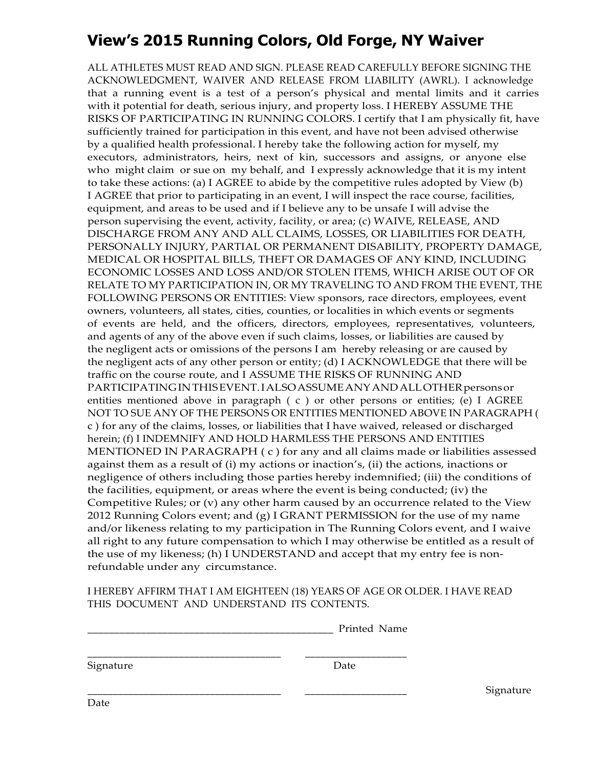# View's 2015 Running Colors, Old Forge, NY Waiver

ALL ATHLETES MUST READ AND SIGN. PLEASE READ CAREFULLY BEFORE SIGNING THE ACKNOWLEDGMENT, WAIVER AND RELEASE FROM LIABILITY (AWRL). I acknowledge that a running event is a test of a person's physical and mental limits and it carries with it potential for death, serious injury, and property loss. I HEREBY ASSUME THE RISKS OF PARTICIPATING IN RUNNING COLORS. I certify that I am physically fit, have sufficiently trained for participation in this event, and have not been advised otherwise by a qualified health professional. I hereby take the following action for myself, my executors, administrators, heirs, next of kin, successors and assigns, or anyone else who might claim or sue on my behalf, and I expressly acknowledge that it is my intent to take these actions: (a) I AGREE to abide by the competitive rules adopted by View (b) I AGREE that prior to participating in an event, I will inspect the race course, facilities, equipment, and areas to be used and if I believe any to be unsafe I will advise the person supervising the event, activity, facility, or area; (c) WAIVE, RELEASE, AND DISCHARGE FROM ANY AND ALL CLAIMS, LOSSES, OR LIABILITIES FOR DEATH, PERSONALLY INJURY, PARTIAL OR PERMANENT DISABILITY, PROPERTY DAMAGE, MEDICAL OR HOSPITAL BILLS, THEFT OR DAMAGES OF ANY KIND, INCLUDING ECONOMIC LOSSES AND LOSS AND/OR STOLEN ITEMS, WHICH ARISE OUT OF OR RELATE TO MY PARTICIPATION IN, OR MY TRAVELING TO AND FROM THE EVENT, THE FOLLOWING PERSONS OR ENTITIES: View sponsors, race directors, employees, event owners, volunteers, all states, cities, counties, or localities in which events or segments of events are held, and the officers, directors, employees, representatives, volunteers, and agents of any of the above even if such claims, losses, or liabilities are caused by the negligent acts or omissions of the persons I am hereby releasing or are caused by the negligent acts of any other person or entity; (d) I ACKNOWLEDGE that there will be traffic on the course route, and I ASSUME THE RISKS OF RUNNING AND PARTICIPATING IN THIS EVENT. I ALSO ASSUME ANY AND ALL OTHER persons or entities mentioned above in paragraph ( c ) or other persons or entities; (e) I AGREE NOT TO SUE ANY OF THE PERSONS OR ENTITIES MENTIONED ABOVE IN PARAGRAPH ( c ) for any of the claims, losses, or liabilities that I have waived, released or discharged herein; (f) I INDEMNIFY AND HOLD HARMLESS THE PERSONS AND ENTITIES MENTIONED IN PARAGRAPH ( c ) for any and all claims made or liabilities assessed against them as a result of (i) my actions or inaction's, (ii) the actions, inactions or negligence of others including those parties hereby indemnified; (iii) the conditions of the facilities, equipment, or areas where the event is being conducted; (iv) the Competitive Rules; or (v) any other harm caused by an occurrence related to the View 2012 Running Colors event; and (g) I GRANT PERMISSION for the use of my name and/or likeness relating to my participation in The Running Colors event, and I waive all right to any future compensation to which I may otherwise be entitled as a result of the use of my likeness; (h) I UNDERSTAND and accept that my entry fee is non-refundable under any circumstance.

I HEREBY AFFIRM THAT I AM EIGHTEEN (18) YEARS OF AGE OR OLDER. I HAVE READ THIS DOCUMENT AND UNDERSTAND ITS CONTENTS.

_______________________________________________ Printed Name

_____________________________________ ___________________

Signature Date

_____________________________________ ___________________ Signature

Date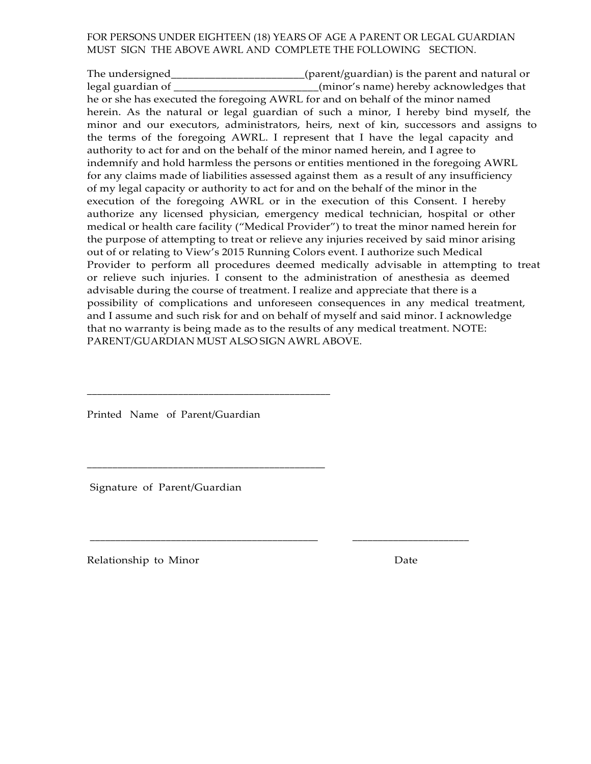FOR PERSONS UNDER EIGHTEEN (18) YEARS OF AGE A PARENT OR LEGAL GUARDIAN MUST SIGN THE ABOVE AWRL AND COMPLETE THE FOLLOWING SECTION.

The undersigned__________________________(parent/guardian) is the parent and natural or legal guardian of ____________________________(minor's name) hereby acknowledges that he or she has executed the foregoing AWRL for and on behalf of the minor named herein. As the natural or legal guardian of such a minor, I hereby bind myself, the minor and our executors, administrators, heirs, next of kin, successors and assigns to the terms of the foregoing AWRL. I represent that I have the legal capacity and authority to act for and on the behalf of the minor named herein, and I agree to indemnify and hold harmless the persons or entities mentioned in the foregoing AWRL for any claims made of liabilities assessed against them as a result of any insufficiency of my legal capacity or authority to act for and on the behalf of the minor in the execution of the foregoing AWRL or in the execution of this Consent. I hereby authorize any licensed physician, emergency medical technician, hospital or other medical or health care facility ("Medical Provider") to treat the minor named herein for the purpose of attempting to treat or relieve any injuries received by said minor arising out of or relating to View's 2015 Running Colors event. I authorize such Medical Provider to perform all procedures deemed medically advisable in attempting to treat or relieve such injuries. I consent to the administration of anesthesia as deemed advisable during the course of treatment. I realize and appreciate that there is a possibility of complications and unforeseen consequences in any medical treatment, and I assume and such risk for and on behalf of myself and said minor. I acknowledge that no warranty is being made as to the results of any medical treatment. NOTE: PARENT/GUARDIAN MUST ALSO SIGN AWRL ABOVE.

_______________________________________________

Printed Name of Parent/Guardian

_______________________________________________

Signature of Parent/Guardian

_____________________________________________ ______________________

Relationship to Minor Date